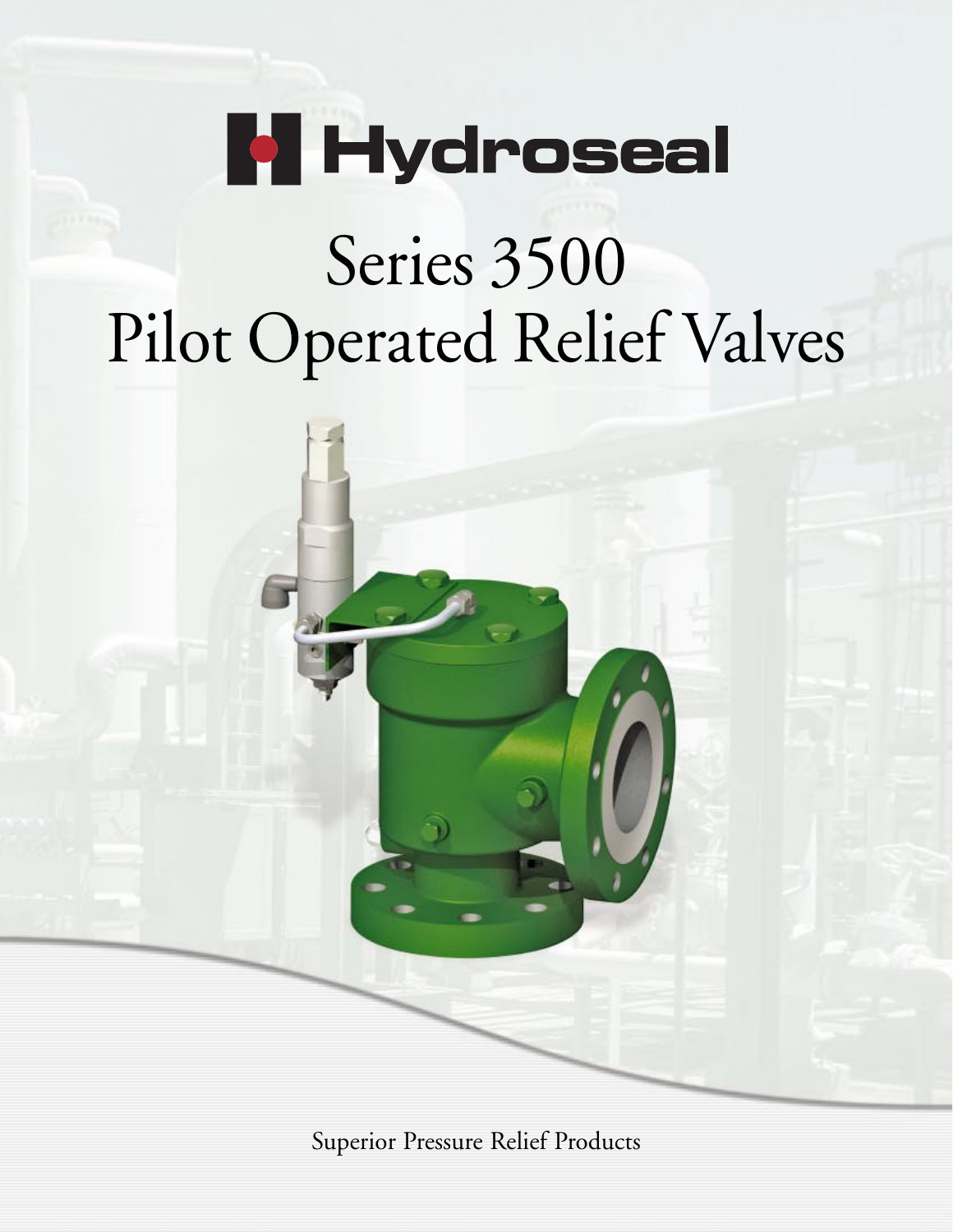# Hydroseal

# Series 3500
# Pilot Operated Relief Valves

Superior Pressure Relief Products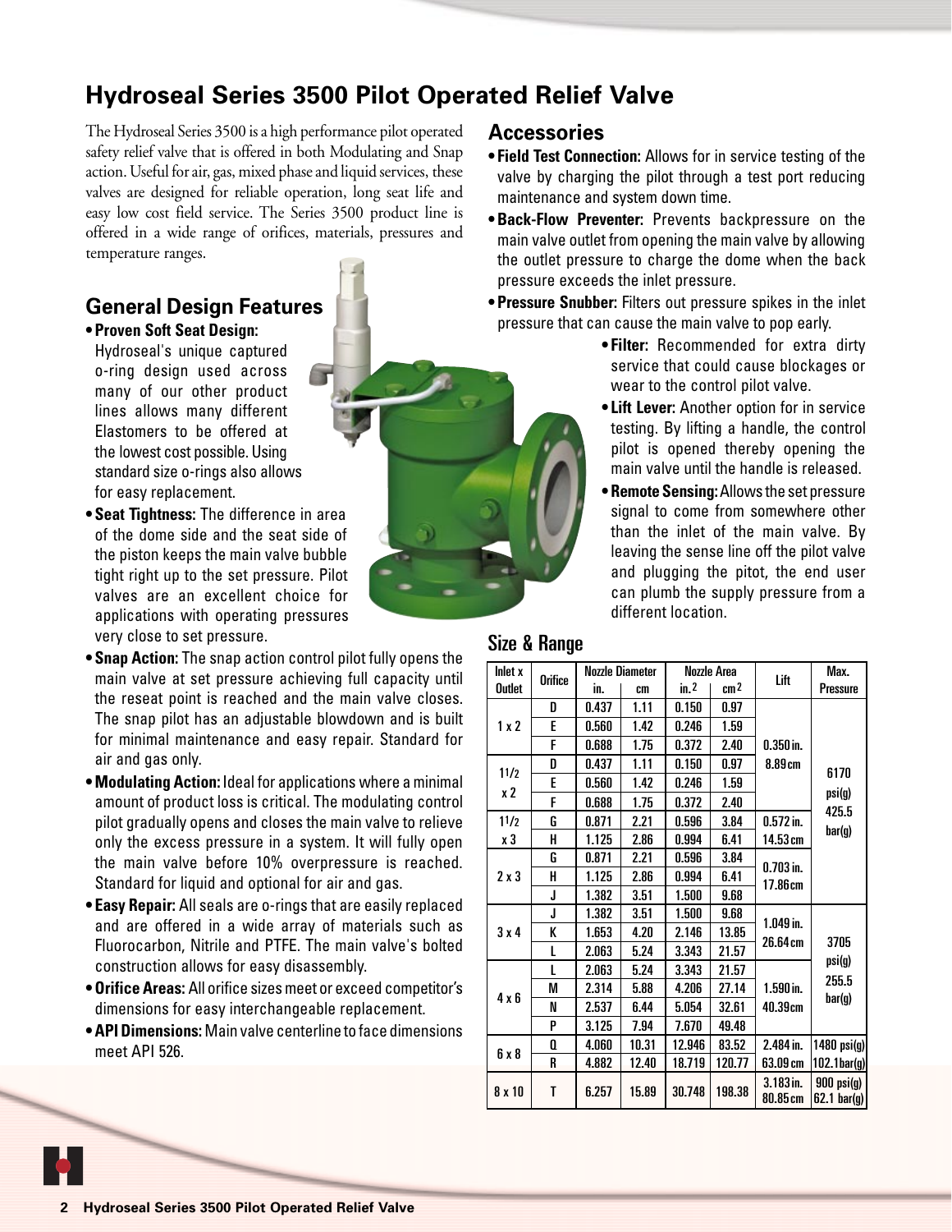# Hydroseal Series 3500 Pilot Operated Relief Valve

The Hydroseal Series 3500 is a high performance pilot operated safety relief valve that is offered in both Modulating and Snap action. Useful for air, gas, mixed phase and liquid services, these valves are designed for reliable operation, long seat life and easy low cost field service. The Series 3500 product line is offered in a wide range of orifices, materials, pressures and temperature ranges.

## General Design Features

- **Proven Soft Seat Design:** Hydroseal's unique captured o-ring design used across many of our other product lines allows many different Elastomers to be offered at the lowest cost possible. Using standard size o-rings also allows for easy replacement.
- **Seat Tightness:** The difference in area of the dome side and the seat side of the piston keeps the main valve bubble tight right up to the set pressure. Pilot valves are an excellent choice for applications with operating pressures very close to set pressure.
- **Snap Action:** The snap action control pilot fully opens the main valve at set pressure achieving full capacity until the reseat point is reached and the main valve closes. The snap pilot has an adjustable blowdown and is built for minimal maintenance and easy repair. Standard for air and gas only.
- **Modulating Action:** Ideal for applications where a minimal amount of product loss is critical. The modulating control pilot gradually opens and closes the main valve to relieve only the excess pressure in a system. It will fully open the main valve before 10% overpressure is reached. Standard for liquid and optional for air and gas.
- **Easy Repair:** All seals are o-rings that are easily replaced and are offered in a wide array of materials such as Fluorocarbon, Nitrile and PTFE. The main valve's bolted construction allows for easy disassembly.
- **Orifice Areas:** All orifice sizes meet or exceed competitor's dimensions for easy interchangeable replacement.
- **API Dimensions:** Main valve centerline to face dimensions meet API 526.

## Accessories

- **Field Test Connection:** Allows for in service testing of the valve by charging the pilot through a test port reducing maintenance and system down time.
- **Back-Flow Preventer:** Prevents backpressure on the main valve outlet from opening the main valve by allowing the outlet pressure to charge the dome when the back pressure exceeds the inlet pressure.
- **Pressure Snubber:** Filters out pressure spikes in the inlet pressure that can cause the main valve to pop early.
- **Filter:** Recommended for extra dirty service that could cause blockages or wear to the control pilot valve.
- **Lift Lever:** Another option for in service testing. By lifting a handle, the control pilot is opened thereby opening the main valve until the handle is released.
- **Remote Sensing:** Allows the set pressure signal to come from somewhere other than the inlet of the main valve. By leaving the sense line off the pilot valve and plugging the pitot, the end user can plumb the supply pressure from a different location.

## Size & Range

| Inlet x Outlet | Orifice | Nozzle Diameter | | Nozzle Area | | Lift | Max. Pressure |
|---|---|---|---|---|---|---|---|
| | | in. | cm | in.$^2$ | cm$^2$ | | |
| 1 x 2 | D | 0.437 | 1.11 | 0.150 | 0.97 | 0.350 in. 8.89 cm | 6170 psi(g) 425.5 bar(g) |
| | E | 0.560 | 1.42 | 0.246 | 1.59 | | |
| | F | 0.688 | 1.75 | 0.372 | 2.40 | | |
| 1 1/2 x 2 | D | 0.437 | 1.11 | 0.150 | 0.97 | | |
| | E | 0.560 | 1.42 | 0.246 | 1.59 | | |
| | F | 0.688 | 1.75 | 0.372 | 2.40 | | |
| 1 1/2 x 3 | G | 0.871 | 2.21 | 0.596 | 3.84 | 0.572 in. 14.53 cm | |
| | H | 1.125 | 2.86 | 0.994 | 6.41 | | |
| 2 x 3 | G | 0.871 | 2.21 | 0.596 | 3.84 | 0.703 in. 17.86 cm | |
| | H | 1.125 | 2.86 | 0.994 | 6.41 | | |
| | J | 1.382 | 3.51 | 1.500 | 9.68 | | |
| 3 x 4 | J | 1.382 | 3.51 | 1.500 | 9.68 | 1.049 in. 26.64 cm | 3705 psi(g) 255.5 bar(g) |
| | K | 1.653 | 4.20 | 2.146 | 13.85 | | |
| | L | 2.063 | 5.24 | 3.343 | 21.57 | | |
| 4 x 6 | L | 2.063 | 5.24 | 3.343 | 21.57 | 1.590 in. 40.39 cm | |
| | M | 2.314 | 5.88 | 4.206 | 27.14 | | |
| | N | 2.537 | 6.44 | 5.054 | 32.61 | | |
| | P | 3.125 | 7.94 | 7.670 | 49.48 | | |
| 6 x 8 | Q | 4.060 | 10.31 | 12.946 | 83.52 | 2.484 in. 63.09 cm | 1480 psi(g) 102.1 bar(g) |
| | R | 4.882 | 12.40 | 18.719 | 120.77 | | |
| 8 x 10 | T | 6.257 | 15.89 | 30.748 | 198.38 | 3.183 in. 80.85 cm | 900 psi(g) 62.1 bar(g) |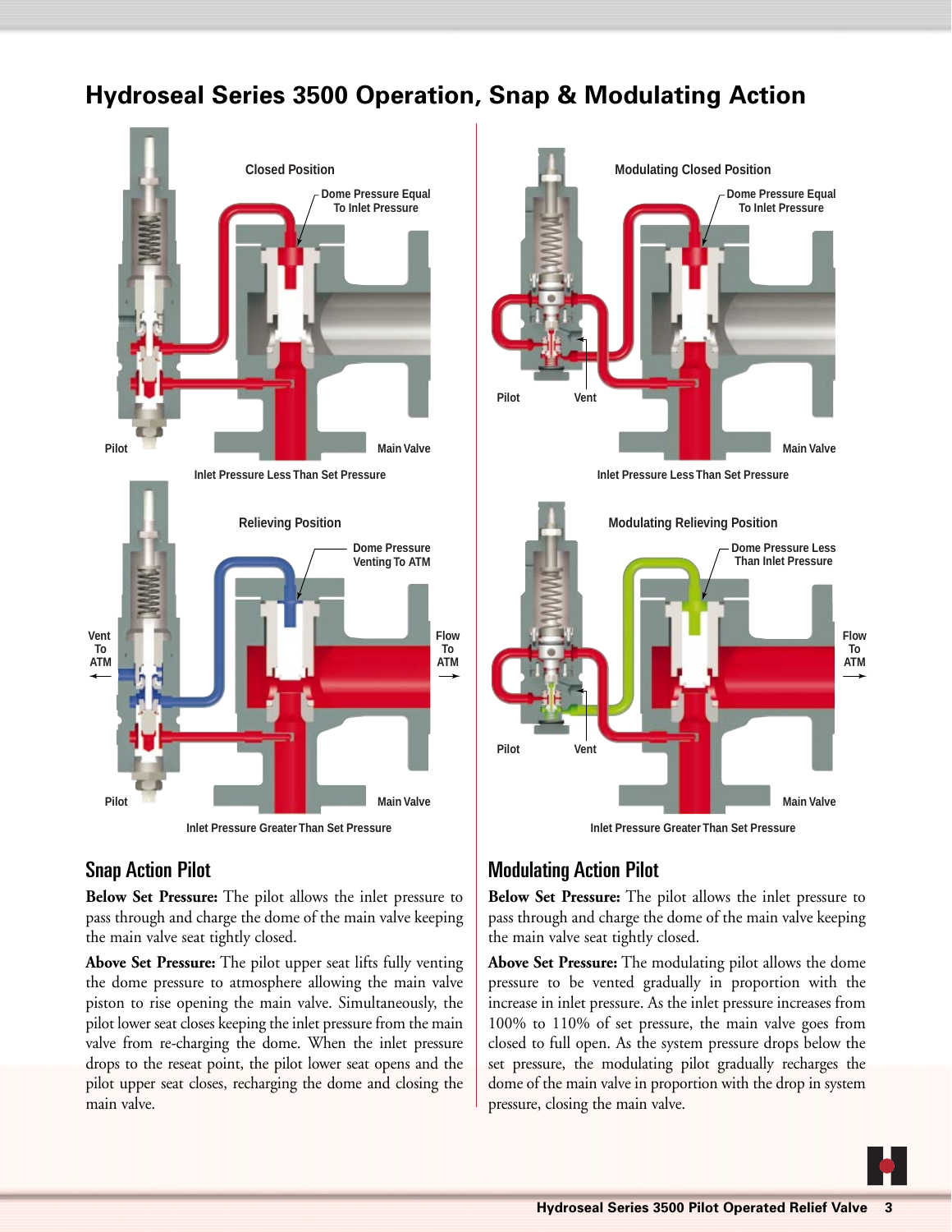# Hydroseal Series 3500 Operation, Snap & Modulating Action

Closed Position

Dome Pressure Equal To Inlet Pressure

Pilot

Main Valve

Inlet Pressure Less Than Set Pressure

Relieving Position

Dome Pressure Venting To ATM

Vent To ATM

Flow To ATM

Pilot

Main Valve

Inlet Pressure Greater Than Set Pressure

Modulating Closed Position

Dome Pressure Equal To Inlet Pressure

Pilot

Vent

Main Valve

Inlet Pressure Less Than Set Pressure

Modulating Relieving Position

Dome Pressure Less Than Inlet Pressure

Flow To ATM

Pilot

Vent

Main Valve

Inlet Pressure Greater Than Set Pressure

## Snap Action Pilot

**Below Set Pressure:** The pilot allows the inlet pressure to pass through and charge the dome of the main valve keeping the main valve seat tightly closed.

**Above Set Pressure:** The pilot upper seat lifts fully venting the dome pressure to atmosphere allowing the main valve piston to rise opening the main valve. Simultaneously, the pilot lower seat closes keeping the inlet pressure from the main valve from re-charging the dome. When the inlet pressure drops to the reseat point, the pilot lower seat opens and the pilot upper seat closes, recharging the dome and closing the main valve.

## Modulating Action Pilot

**Below Set Pressure:** The pilot allows the inlet pressure to pass through and charge the dome of the main valve keeping the main valve seat tightly closed.

**Above Set Pressure:** The modulating pilot allows the dome pressure to be vented gradually in proportion with the increase in inlet pressure. As the inlet pressure increases from 100% to 110% of set pressure, the main valve goes from closed to full open. As the system pressure drops below the set pressure, the modulating pilot gradually recharges the dome of the main valve in proportion with the drop in system pressure, closing the main valve.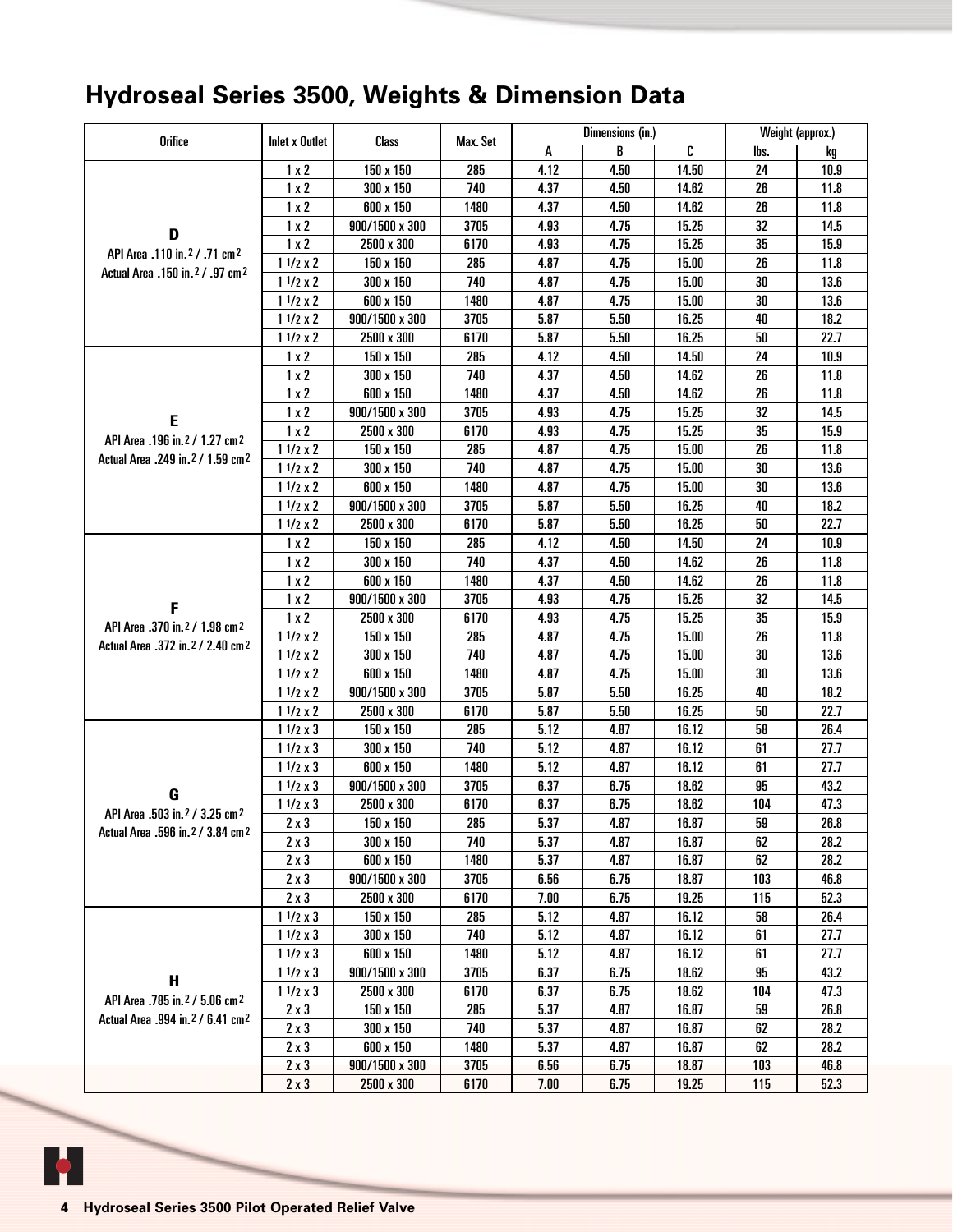## Hydroseal Series 3500, Weights & Dimension Data

| Orifice | Inlet x Outlet | Class | Max. Set | Dimensions (in.) | | | Weight (approx.) | |
|---|---|---|---|---|---|---|---|---|
| | | | | A | B | C | lbs. | kg |
| **D** API Area .110 in.$^2$ / .71 cm$^2$ Actual Area .150 in.$^2$ / .97 cm$^2$ | 1 x 2 | 150 x 150 | 285 | 4.12 | 4.50 | 14.50 | 24 | 10.9 |
| | 1 x 2 | 300 x 150 | 740 | 4.37 | 4.50 | 14.62 | 26 | 11.8 |
| | 1 x 2 | 600 x 150 | 1480 | 4.37 | 4.50 | 14.62 | 26 | 11.8 |
| | 1 x 2 | 900/1500 x 300 | 3705 | 4.93 | 4.75 | 15.25 | 32 | 14.5 |
| | 1 x 2 | 2500 x 300 | 6170 | 4.93 | 4.75 | 15.25 | 35 | 15.9 |
| | 1 1/2 x 2 | 150 x 150 | 285 | 4.87 | 4.75 | 15.00 | 26 | 11.8 |
| | 1 1/2 x 2 | 300 x 150 | 740 | 4.87 | 4.75 | 15.00 | 30 | 13.6 |
| | 1 1/2 x 2 | 600 x 150 | 1480 | 4.87 | 4.75 | 15.00 | 30 | 13.6 |
| | 1 1/2 x 2 | 900/1500 x 300 | 3705 | 5.87 | 5.50 | 16.25 | 40 | 18.2 |
| | 1 1/2 x 2 | 2500 x 300 | 6170 | 5.87 | 5.50 | 16.25 | 50 | 22.7 |
| **E** API Area .196 in.$^2$ / 1.27 cm$^2$ Actual Area .249 in.$^2$ / 1.59 cm$^2$ | 1 x 2 | 150 x 150 | 285 | 4.12 | 4.50 | 14.50 | 24 | 10.9 |
| | 1 x 2 | 300 x 150 | 740 | 4.37 | 4.50 | 14.62 | 26 | 11.8 |
| | 1 x 2 | 600 x 150 | 1480 | 4.37 | 4.50 | 14.62 | 26 | 11.8 |
| | 1 x 2 | 900/1500 x 300 | 3705 | 4.93 | 4.75 | 15.25 | 32 | 14.5 |
| | 1 x 2 | 2500 x 300 | 6170 | 4.93 | 4.75 | 15.25 | 35 | 15.9 |
| | 1 1/2 x 2 | 150 x 150 | 285 | 4.87 | 4.75 | 15.00 | 26 | 11.8 |
| | 1 1/2 x 2 | 300 x 150 | 740 | 4.87 | 4.75 | 15.00 | 30 | 13.6 |
| | 1 1/2 x 2 | 600 x 150 | 1480 | 4.87 | 4.75 | 15.00 | 30 | 13.6 |
| | 1 1/2 x 2 | 900/1500 x 300 | 3705 | 5.87 | 5.50 | 16.25 | 40 | 18.2 |
| | 1 1/2 x 2 | 2500 x 300 | 6170 | 5.87 | 5.50 | 16.25 | 50 | 22.7 |
| **F** API Area .370 in.$^2$ / 1.98 cm$^2$ Actual Area .372 in.$^2$ / 2.40 cm$^2$ | 1 x 2 | 150 x 150 | 285 | 4.12 | 4.50 | 14.50 | 24 | 10.9 |
| | 1 x 2 | 300 x 150 | 740 | 4.37 | 4.50 | 14.62 | 26 | 11.8 |
| | 1 x 2 | 600 x 150 | 1480 | 4.37 | 4.50 | 14.62 | 26 | 11.8 |
| | 1 x 2 | 900/1500 x 300 | 3705 | 4.93 | 4.75 | 15.25 | 32 | 14.5 |
| | 1 x 2 | 2500 x 300 | 6170 | 4.93 | 4.75 | 15.25 | 35 | 15.9 |
| | 1 1/2 x 2 | 150 x 150 | 285 | 4.87 | 4.75 | 15.00 | 26 | 11.8 |
| | 1 1/2 x 2 | 300 x 150 | 740 | 4.87 | 4.75 | 15.00 | 30 | 13.6 |
| | 1 1/2 x 2 | 600 x 150 | 1480 | 4.87 | 4.75 | 15.00 | 30 | 13.6 |
| | 1 1/2 x 2 | 900/1500 x 300 | 3705 | 5.87 | 5.50 | 16.25 | 40 | 18.2 |
| | 1 1/2 x 2 | 2500 x 300 | 6170 | 5.87 | 5.50 | 16.25 | 50 | 22.7 |
| **G** API Area .503 in.$^2$ / 3.25 cm$^2$ Actual Area .596 in.$^2$ / 3.84 cm$^2$ | 1 1/2 x 3 | 150 x 150 | 285 | 5.12 | 4.87 | 16.12 | 58 | 26.4 |
| | 1 1/2 x 3 | 300 x 150 | 740 | 5.12 | 4.87 | 16.12 | 61 | 27.7 |
| | 1 1/2 x 3 | 600 x 150 | 1480 | 5.12 | 4.87 | 16.12 | 61 | 27.7 |
| | 1 1/2 x 3 | 900/1500 x 300 | 3705 | 6.37 | 6.75 | 18.62 | 95 | 43.2 |
| | 1 1/2 x 3 | 2500 x 300 | 6170 | 6.37 | 6.75 | 18.62 | 104 | 47.3 |
| | 2 x 3 | 150 x 150 | 285 | 5.37 | 4.87 | 16.87 | 59 | 26.8 |
| | 2 x 3 | 300 x 150 | 740 | 5.37 | 4.87 | 16.87 | 62 | 28.2 |
| | 2 x 3 | 600 x 150 | 1480 | 5.37 | 4.87 | 16.87 | 62 | 28.2 |
| | 2 x 3 | 900/1500 x 300 | 3705 | 6.56 | 6.75 | 18.87 | 103 | 46.8 |
| | 2 x 3 | 2500 x 300 | 6170 | 7.00 | 6.75 | 19.25 | 115 | 52.3 |
| **H** API Area .785 in.$^2$ / 5.06 cm$^2$ Actual Area .994 in.$^2$ / 6.41 cm$^2$ | 1 1/2 x 3 | 150 x 150 | 285 | 5.12 | 4.87 | 16.12 | 58 | 26.4 |
| | 1 1/2 x 3 | 300 x 150 | 740 | 5.12 | 4.87 | 16.12 | 61 | 27.7 |
| | 1 1/2 x 3 | 600 x 150 | 1480 | 5.12 | 4.87 | 16.12 | 61 | 27.7 |
| | 1 1/2 x 3 | 900/1500 x 300 | 3705 | 6.37 | 6.75 | 18.62 | 95 | 43.2 |
| | 1 1/2 x 3 | 2500 x 300 | 6170 | 6.37 | 6.75 | 18.62 | 104 | 47.3 |
| | 2 x 3 | 150 x 150 | 285 | 5.37 | 4.87 | 16.87 | 59 | 26.8 |
| | 2 x 3 | 300 x 150 | 740 | 5.37 | 4.87 | 16.87 | 62 | 28.2 |
| | 2 x 3 | 600 x 150 | 1480 | 5.37 | 4.87 | 16.87 | 62 | 28.2 |
| | 2 x 3 | 900/1500 x 300 | 3705 | 6.56 | 6.75 | 18.87 | 103 | 46.8 |
| | 2 x 3 | 2500 x 300 | 6170 | 7.00 | 6.75 | 19.25 | 115 | 52.3 |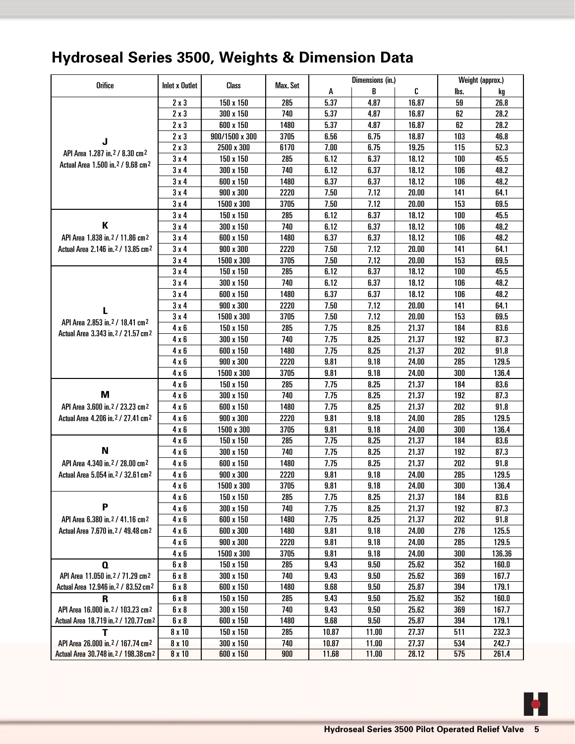## Hydroseal Series 3500, Weights & Dimension Data

| Orifice | Inlet x Outlet | Class | Max. Set | Dimensions (in.) | | | Weight (approx.) | |
|---|---|---|---|---|---|---|---|---|
| | | | | A | B | C | lbs. | kg |
| **J** API Area 1.287 in.$^2$ / 8.30 cm$^2$ Actual Area 1.500 in.$^2$ / 9.68 cm$^2$ | 2 x 3 | 150 x 150 | 285 | 5.37 | 4.87 | 16.87 | 59 | 26.8 |
| | 2 x 3 | 300 x 150 | 740 | 5.37 | 4.87 | 16.87 | 62 | 28.2 |
| | 2 x 3 | 600 x 150 | 1480 | 5.37 | 4.87 | 16.87 | 62 | 28.2 |
| | 2 x 3 | 900/1500 x 300 | 3705 | 6.56 | 6.75 | 18.87 | 103 | 46.8 |
| | 2 x 3 | 2500 x 300 | 6170 | 7.00 | 6.75 | 19.25 | 115 | 52.3 |
| | 3 x 4 | 150 x 150 | 285 | 6.12 | 6.37 | 18.12 | 100 | 45.5 |
| | 3 x 4 | 300 x 150 | 740 | 6.12 | 6.37 | 18.12 | 106 | 48.2 |
| | 3 x 4 | 600 x 150 | 1480 | 6.37 | 6.37 | 18.12 | 106 | 48.2 |
| | 3 x 4 | 900 x 300 | 2220 | 7.50 | 7.12 | 20.00 | 141 | 64.1 |
| | 3 x 4 | 1500 x 300 | 3705 | 7.50 | 7.12 | 20.00 | 153 | 69.5 |
| **K** API Area 1.838 in.$^2$ / 11.86 cm$^2$ Actual Area 2.146 in.$^2$ / 13.85 cm$^2$ | 3 x 4 | 150 x 150 | 285 | 6.12 | 6.37 | 18.12 | 100 | 45.5 |
| | 3 x 4 | 300 x 150 | 740 | 6.12 | 6.37 | 18.12 | 106 | 48.2 |
| | 3 x 4 | 600 x 150 | 1480 | 6.37 | 6.37 | 18.12 | 106 | 48.2 |
| | 3 x 4 | 900 x 300 | 2220 | 7.50 | 7.12 | 20.00 | 141 | 64.1 |
| | 3 x 4 | 1500 x 300 | 3705 | 7.50 | 7.12 | 20.00 | 153 | 69.5 |
| **L** API Area 2.853 in.$^2$ / 18.41 cm$^2$ Actual Area 3.343 in.$^2$ / 21.57 cm$^2$ | 3 x 4 | 150 x 150 | 285 | 6.12 | 6.37 | 18.12 | 100 | 45.5 |
| | 3 x 4 | 300 x 150 | 740 | 6.12 | 6.37 | 18.12 | 106 | 48.2 |
| | 3 x 4 | 600 x 150 | 1480 | 6.37 | 6.37 | 18.12 | 106 | 48.2 |
| | 3 x 4 | 900 x 300 | 2220 | 7.50 | 7.12 | 20.00 | 141 | 64.1 |
| | 3 x 4 | 1500 x 300 | 3705 | 7.50 | 7.12 | 20.00 | 153 | 69.5 |
| | 4 x 6 | 150 x 150 | 285 | 7.75 | 8.25 | 21.37 | 184 | 83.6 |
| | 4 x 6 | 300 x 150 | 740 | 7.75 | 8.25 | 21.37 | 192 | 87.3 |
| | 4 x 6 | 600 x 150 | 1480 | 7.75 | 8.25 | 21.37 | 202 | 91.8 |
| | 4 x 6 | 900 x 300 | 2220 | 9.81 | 9.18 | 24.00 | 285 | 129.5 |
| | 4 x 6 | 1500 x 300 | 3705 | 9.81 | 9.18 | 24.00 | 300 | 136.4 |
| **M** API Area 3.600 in.$^2$ / 23.23 cm$^2$ Actual Area 4.206 in.$^2$ / 27.41 cm$^2$ | 4 x 6 | 150 x 150 | 285 | 7.75 | 8.25 | 21.37 | 184 | 83.6 |
| | 4 x 6 | 300 x 150 | 740 | 7.75 | 8.25 | 21.37 | 192 | 87.3 |
| | 4 x 6 | 600 x 150 | 1480 | 7.75 | 8.25 | 21.37 | 202 | 91.8 |
| | 4 x 6 | 900 x 300 | 2220 | 9.81 | 9.18 | 24.00 | 285 | 129.5 |
| | 4 x 6 | 1500 x 300 | 3705 | 9.81 | 9.18 | 24.00 | 300 | 136.4 |
| **N** API Area 4.340 in.$^2$ / 28.00 cm$^2$ Actual Area 5.054 in.$^2$ / 32.61 cm$^2$ | 4 x 6 | 150 x 150 | 285 | 7.75 | 8.25 | 21.37 | 184 | 83.6 |
| | 4 x 6 | 300 x 150 | 740 | 7.75 | 8.25 | 21.37 | 192 | 87.3 |
| | 4 x 6 | 600 x 150 | 1480 | 7.75 | 8.25 | 21.37 | 202 | 91.8 |
| | 4 x 6 | 900 x 300 | 2220 | 9.81 | 9.18 | 24.00 | 285 | 129.5 |
| | 4 x 6 | 1500 x 300 | 3705 | 9.81 | 9.18 | 24.00 | 300 | 136.4 |
| **P** API Area 6.380 in.$^2$ / 41.16 cm$^2$ Actual Area 7.670 in.$^2$ / 49.48 cm$^2$ | 4 x 6 | 150 x 150 | 285 | 7.75 | 8.25 | 21.37 | 184 | 83.6 |
| | 4 x 6 | 300 x 150 | 740 | 7.75 | 8.25 | 21.37 | 192 | 87.3 |
| | 4 x 6 | 600 x 150 | 1480 | 7.75 | 8.25 | 21.37 | 202 | 91.8 |
| | 4 x 6 | 600 x 300 | 1480 | 9.81 | 9.18 | 24.00 | 276 | 125.5 |
| | 4 x 6 | 900 x 300 | 2220 | 9.81 | 9.18 | 24.00 | 285 | 129.5 |
| | 4 x 6 | 1500 x 300 | 3705 | 9.81 | 9.18 | 24.00 | 300 | 136.36 |
| **Q** API Area 11.050 in.$^2$ / 71.29 cm$^2$ Actual Area 12.946 in.$^2$ / 83.52 cm$^2$ | 6 x 8 | 150 x 150 | 285 | 9.43 | 9.50 | 25.62 | 352 | 160.0 |
| | 6 x 8 | 300 x 150 | 740 | 9.43 | 9.50 | 25.62 | 369 | 167.7 |
| | 6 x 8 | 600 x 150 | 1480 | 9.68 | 9.50 | 25.87 | 394 | 179.1 |
| **R** API Area 16.000 in.$^2$ / 103.23 cm$^2$ Actual Area 18.719 in.$^2$ / 120.77 cm$^2$ | 6 x 8 | 150 x 150 | 285 | 9.43 | 9.50 | 25.62 | 352 | 160.0 |
| | 6 x 8 | 300 x 150 | 740 | 9.43 | 9.50 | 25.62 | 369 | 167.7 |
| | 6 x 8 | 600 x 150 | 1480 | 9.68 | 9.50 | 25.87 | 394 | 179.1 |
| **T** API Area 26.000 in.$^2$ / 167.74 cm$^2$ Actual Area 30.748 in.$^2$ / 198.38 cm$^2$ | 8 x 10 | 150 x 150 | 285 | 10.87 | 11.00 | 27.37 | 511 | 232.3 |
| | 8 x 10 | 300 x 150 | 740 | 10.87 | 11.00 | 27.37 | 534 | 242.7 |
| | 8 x 10 | 600 x 150 | 900 | 11.68 | 11.00 | 28.12 | 575 | 261.4 |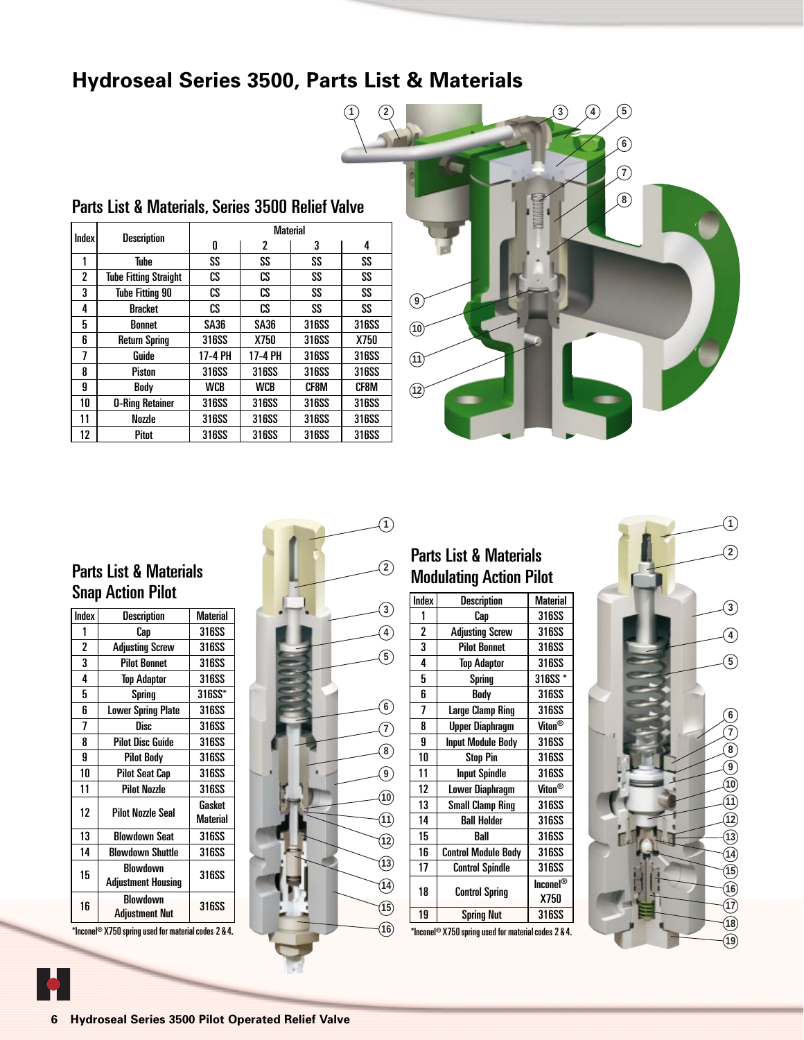# Hydroseal Series 3500, Parts List & Materials

## Parts List & Materials, Series 3500 Relief Valve

| Index | Description | Material | | | |
|---|---|---|---|---|---|
| | | 0 | 2 | 3 | 4 |
| 1 | Tube | SS | SS | SS | SS |
| 2 | Tube Fitting Straight | CS | CS | SS | SS |
| 3 | Tube Fitting 90 | CS | CS | SS | SS |
| 4 | Bracket | CS | CS | SS | SS |
| 5 | Bonnet | SA36 | SA36 | 316SS | 316SS |
| 6 | Return Spring | 316SS | X750 | 316SS | X750 |
| 7 | Guide | 17-4 PH | 17-4 PH | 316SS | 316SS |
| 8 | Piston | 316SS | 316SS | 316SS | 316SS |
| 9 | Body | WCB | WCB | CF8M | CF8M |
| 10 | O-Ring Retainer | 316SS | 316SS | 316SS | 316SS |
| 11 | Nozzle | 316SS | 316SS | 316SS | 316SS |
| 12 | Pitot | 316SS | 316SS | 316SS | 316SS |

## Parts List & Materials Snap Action Pilot

| Index | Description | Material |
|---|---|---|
| 1 | Cap | 316SS |
| 2 | Adjusting Screw | 316SS |
| 3 | Pilot Bonnet | 316SS |
| 4 | Top Adaptor | 316SS |
| 5 | Spring | 316SS* |
| 6 | Lower Spring Plate | 316SS |
| 7 | Disc | 316SS |
| 8 | Pilot Disc Guide | 316SS |
| 9 | Pilot Body | 316SS |
| 10 | Pilot Seat Cap | 316SS |
| 11 | Pilot Nozzle | 316SS |
| 12 | Pilot Nozzle Seal | Gasket Material |
| 13 | Blowdown Seat | 316SS |
| 14 | Blowdown Shuttle | 316SS |
| 15 | Blowdown Adjustment Housing | 316SS |
| 16 | Blowdown Adjustment Nut | 316SS |

*Inconel® X750 spring used for material codes 2 & 4.

## Parts List & Materials Modulating Action Pilot

| Index | Description | Material |
|---|---|---|
| 1 | Cap | 316SS |
| 2 | Adjusting Screw | 316SS |
| 3 | Pilot Bonnet | 316SS |
| 4 | Top Adaptor | 316SS |
| 5 | Spring | 316SS * |
| 6 | Body | 316SS |
| 7 | Large Clamp Ring | 316SS |
| 8 | Upper Diaphragm | Viton® |
| 9 | Input Module Body | 316SS |
| 10 | Stop Pin | 316SS |
| 11 | Input Spindle | 316SS |
| 12 | Lower Diaphragm | Viton® |
| 13 | Small Clamp Ring | 316SS |
| 14 | Ball Holder | 316SS |
| 15 | Ball | 316SS |
| 16 | Control Module Body | 316SS |
| 17 | Control Spindle | 316SS |
| 18 | Control Spring | Inconel® X750 |
| 19 | Spring Nut | 316SS |

*Inconel® X750 spring used for material codes 2 & 4.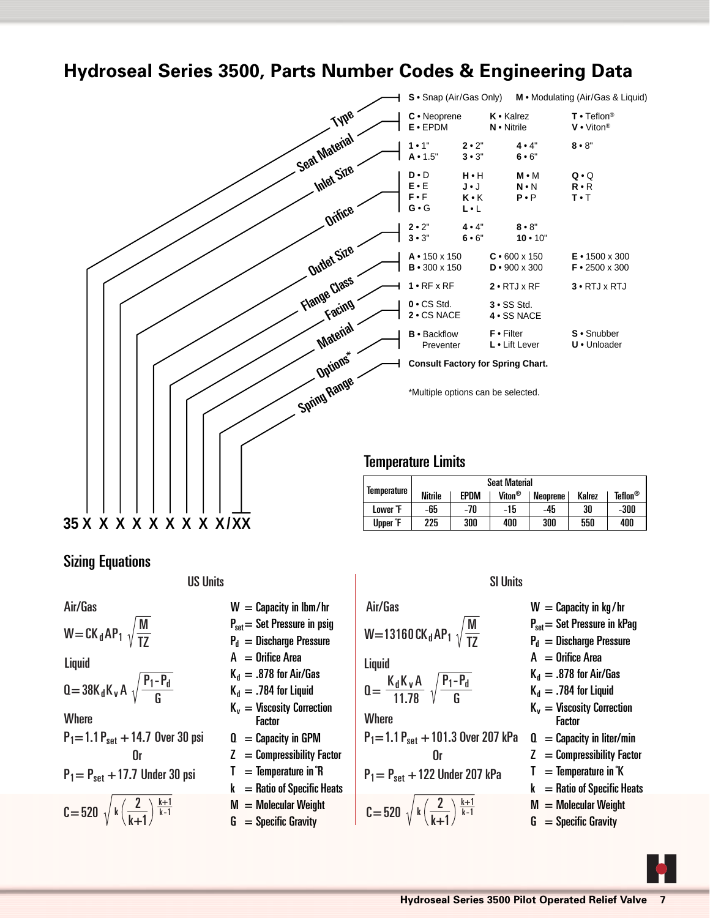# Hydroseal Series 3500, Parts Number Codes & Engineering Data

**35 X X X X X X X X X X / XX**

- **Type**
  - **S** • Snap (Air/Gas Only)
  - **M** • Modulating (Air/Gas & Liquid)
- **Seat Material**
  - **C** • Neoprene
  - **E** • EPDM
  - **K** • Kalrez
  - **N** • Nitrile
  - **T** • Teflon®
  - **V** • Viton®
- **Inlet Size**
  - **1** • 1"
  - **A** • 1.5"
  - **2** • 2"
  - **3** • 3"
  - **4** • 4"
  - **6** • 6"
  - **8** • 8"
- **Orifice**
  - **D** • D
  - **E** • E
  - **F** • F
  - **G** • G
  - **H** • H
  - **J** • J
  - **K** • K
  - **L** • L
  - **M** • M
  - **N** • N
  - **P** • P
  - **Q** • Q
  - **R** • R
  - **T** • T
- **Outlet Size**
  - **2** • 2"
  - **3** • 3"
  - **4** • 4"
  - **6** • 6"
  - **8** • 8"
  - **10** • 10"
- **Flange Class**
  - **A** • 150 x 150
  - **B** • 300 x 150
  - **C** • 600 x 150
  - **D** • 900 x 300
  - **E** • 1500 x 300
  - **F** • 2500 x 300
- **Facing**
  - **1** • RF x RF
  - **2** • RTJ x RF
  - **3** • RTJ x RTJ
- **Material**
  - **0** • CS Std.
  - **2** • CS NACE
  - **3** • SS Std.
  - **4** • SS NACE
- **Options***
  - **B** • Backflow Preventer
  - **F** • Filter
  - **L** • Lift Lever
  - **S** • Snubber
  - **U** • Unloader
- **Spring Range**
  - **Consult Factory for Spring Chart.**

*Multiple options can be selected.

## Temperature Limits

| Temperature | Seat Material | | | | | |
|---|---|---|---|---|---|---|
| | Nitrile | EPDM | Viton® | Neoprene | Kalrez | Teflon® |
| Lower °F | -65 | -70 | -15 | -45 | 30 | -300 |
| Upper °F | 225 | 300 | 400 | 300 | 550 | 400 |

## Sizing Equations

### US Units

**Air/Gas**

$$W = CK_d A P_1 \sqrt{\frac{M}{TZ}}$$

**Liquid**

$$Q = 38 K_d K_v A \sqrt{\frac{P_1 - P_d}{G}}$$

**Where**

$$P_1 = 1.1\,P_{set} + 14.7 \text{ Over 30 psi}$$

Or

$$P_1 = P_{set} + 17.7 \text{ Under 30 psi}$$

$$C = 520 \sqrt{k\left(\frac{2}{k+1}\right)^{\frac{k+1}{k-1}}}$$

- $W$ = Capacity in lbm/hr
- $P_{set}$ = Set Pressure in psig
- $P_d$ = Discharge Pressure
- $A$ = Orifice Area
- $K_d$ = .878 for Air/Gas
- $K_d$ = .784 for Liquid
- $K_v$ = Viscosity Correction Factor
- $Q$ = Capacity in GPM
- $Z$ = Compressibility Factor
- $T$ = Temperature in °R
- $k$ = Ratio of Specific Heats
- $M$ = Molecular Weight
- $G$ = Specific Gravity

### SI Units

**Air/Gas**

$$W = 13160\, CK_d A P_1 \sqrt{\frac{M}{TZ}}$$

**Liquid**

$$Q = \frac{K_d K_v A}{11.78} \sqrt{\frac{P_1 - P_d}{G}}$$

**Where**

$$P_1 = 1.1\,P_{set} + 101.3 \text{ Over 207 kPa}$$

Or

$$P_1 = P_{set} + 122 \text{ Under 207 kPa}$$

$$C = 520 \sqrt{k\left(\frac{2}{k+1}\right)^{\frac{k+1}{k-1}}}$$

- $W$ = Capacity in kg/hr
- $P_{set}$ = Set Pressure in kPag
- $P_d$ = Discharge Pressure
- $A$ = Orifice Area
- $K_d$ = .878 for Air/Gas
- $K_d$ = .784 for Liquid
- $K_v$ = Viscosity Correction Factor
- $Q$ = Capacity in liter/min
- $Z$ = Compressibility Factor
- $T$ = Temperature in °K
- $k$ = Ratio of Specific Heats
- $M$ = Molecular Weight
- $G$ = Specific Gravity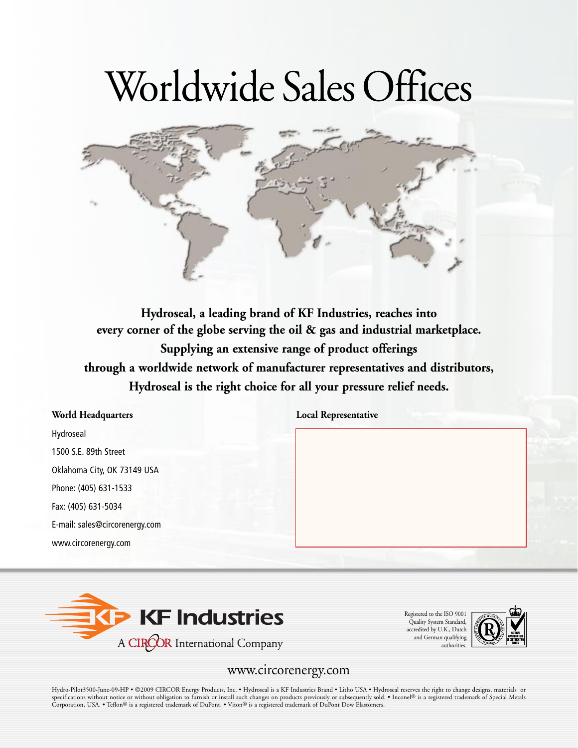# Worldwide Sales Offices

**Hydroseal, a leading brand of KF Industries, reaches into every corner of the globe serving the oil & gas and industrial marketplace. Supplying an extensive range of product offerings through a worldwide network of manufacturer representatives and distributors, Hydroseal is the right choice for all your pressure relief needs.**

**World Headquarters**

Hydroseal
1500 S.E. 89th Street
Oklahoma City, OK 73149 USA
Phone: (405) 631-1533
Fax: (405) 631-5034
E-mail: sales@circorenergy.com
www.circorenergy.com

**Local Representative**

KF Industries
A CIRCOR International Company

Registered to the ISO 9001 Quality System Standard, accredited by U.K., Dutch and German qualifying authorities.

www.circorenergy.com

Hydro-Pilot3500-June-09-HP • ©2009 CIRCOR Energy Products, Inc. • Hydroseal is a KF Industries Brand • Litho USA • Hydroseal reserves the right to change designs, materials or specifications without notice or without obligation to furnish or install such changes on products previously or subsequently sold. • Inconel® is a registered trademark of Special Metals Corporation, USA. • Teflon® is a registered trademark of DuPont. • Viton® is a registered trademark of DuPont Dow Elastomers.